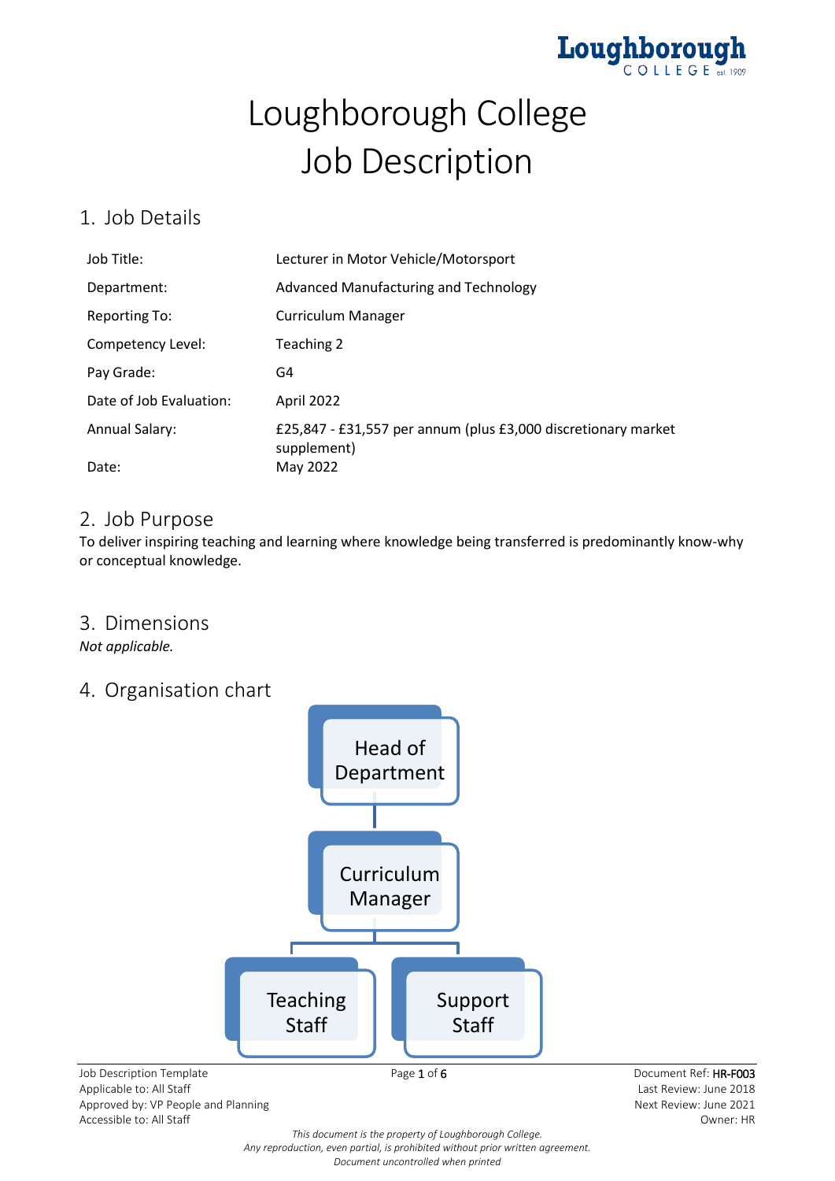# Loughborough College Job Description

## 1. Job Details

| | |
|---|---|
| Job Title: | Lecturer in Motor Vehicle/Motorsport |
| Department: | Advanced Manufacturing and Technology |
| Reporting To: | Curriculum Manager |
| Competency Level: | Teaching 2 |
| Pay Grade: | G4 |
| Date of Job Evaluation: | April 2022 |
| Annual Salary: | £25,847 - £31,557 per annum (plus £3,000 discretionary market supplement) |
| Date: | May 2022 |

## 2. Job Purpose

To deliver inspiring teaching and learning where knowledge being transferred is predominantly know-why or conceptual knowledge.

## 3. Dimensions

*Not applicable.*

## 4. Organisation chart

- Head of Department
  - Curriculum Manager
    - Teaching Staff
    - Support Staff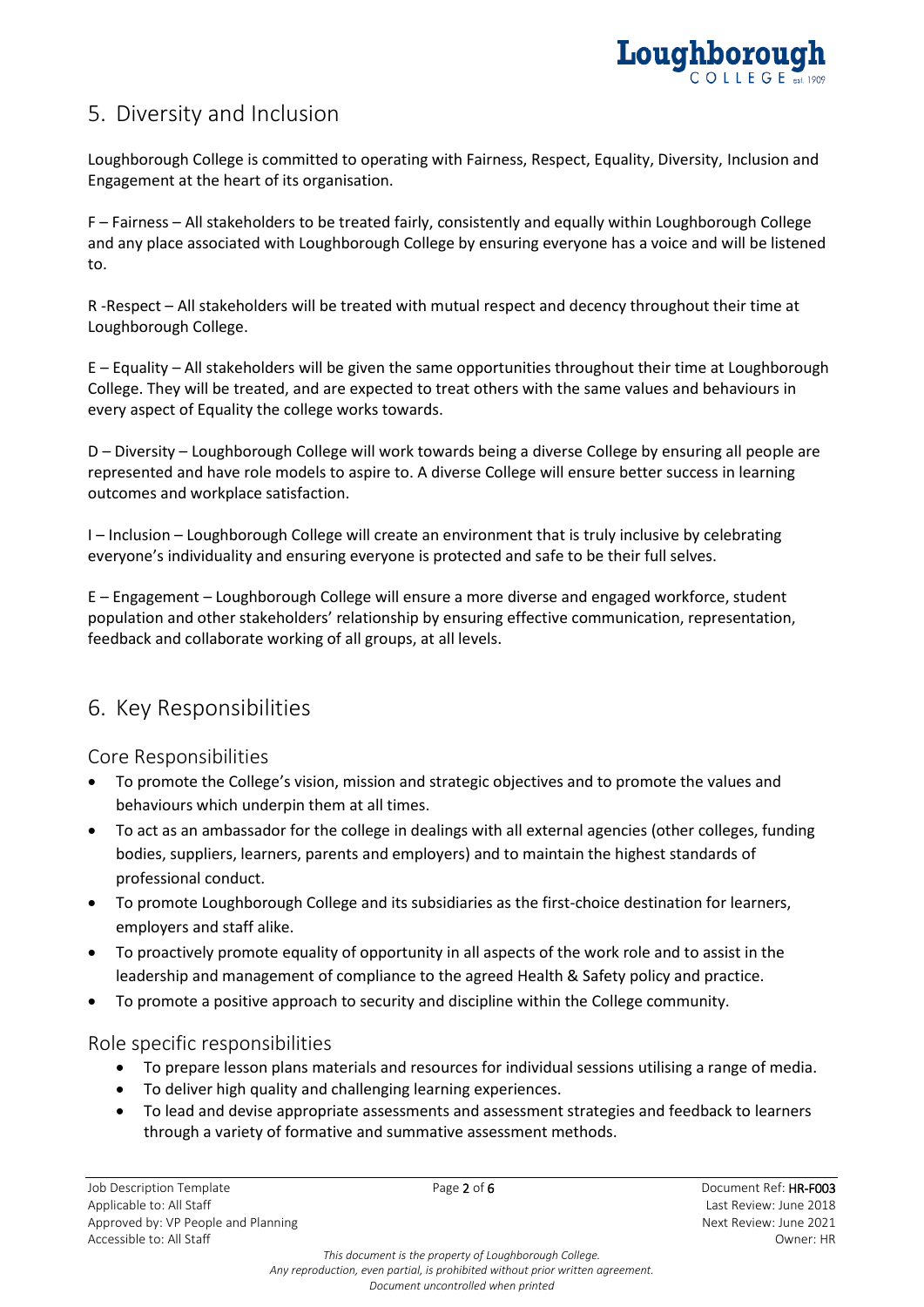## 5. Diversity and Inclusion

Loughborough College is committed to operating with Fairness, Respect, Equality, Diversity, Inclusion and Engagement at the heart of its organisation.

F – Fairness – All stakeholders to be treated fairly, consistently and equally within Loughborough College and any place associated with Loughborough College by ensuring everyone has a voice and will be listened to.

R -Respect – All stakeholders will be treated with mutual respect and decency throughout their time at Loughborough College.

E – Equality – All stakeholders will be given the same opportunities throughout their time at Loughborough College. They will be treated, and are expected to treat others with the same values and behaviours in every aspect of Equality the college works towards.

D – Diversity – Loughborough College will work towards being a diverse College by ensuring all people are represented and have role models to aspire to. A diverse College will ensure better success in learning outcomes and workplace satisfaction.

I – Inclusion – Loughborough College will create an environment that is truly inclusive by celebrating everyone's individuality and ensuring everyone is protected and safe to be their full selves.

E – Engagement – Loughborough College will ensure a more diverse and engaged workforce, student population and other stakeholders' relationship by ensuring effective communication, representation, feedback and collaborate working of all groups, at all levels.

## 6. Key Responsibilities

### Core Responsibilities

- To promote the College's vision, mission and strategic objectives and to promote the values and behaviours which underpin them at all times.
- To act as an ambassador for the college in dealings with all external agencies (other colleges, funding bodies, suppliers, learners, parents and employers) and to maintain the highest standards of professional conduct.
- To promote Loughborough College and its subsidiaries as the first-choice destination for learners, employers and staff alike.
- To proactively promote equality of opportunity in all aspects of the work role and to assist in the leadership and management of compliance to the agreed Health & Safety policy and practice.
- To promote a positive approach to security and discipline within the College community.

### Role specific responsibilities

- To prepare lesson plans materials and resources for individual sessions utilising a range of media.
- To deliver high quality and challenging learning experiences.
- To lead and devise appropriate assessments and assessment strategies and feedback to learners through a variety of formative and summative assessment methods.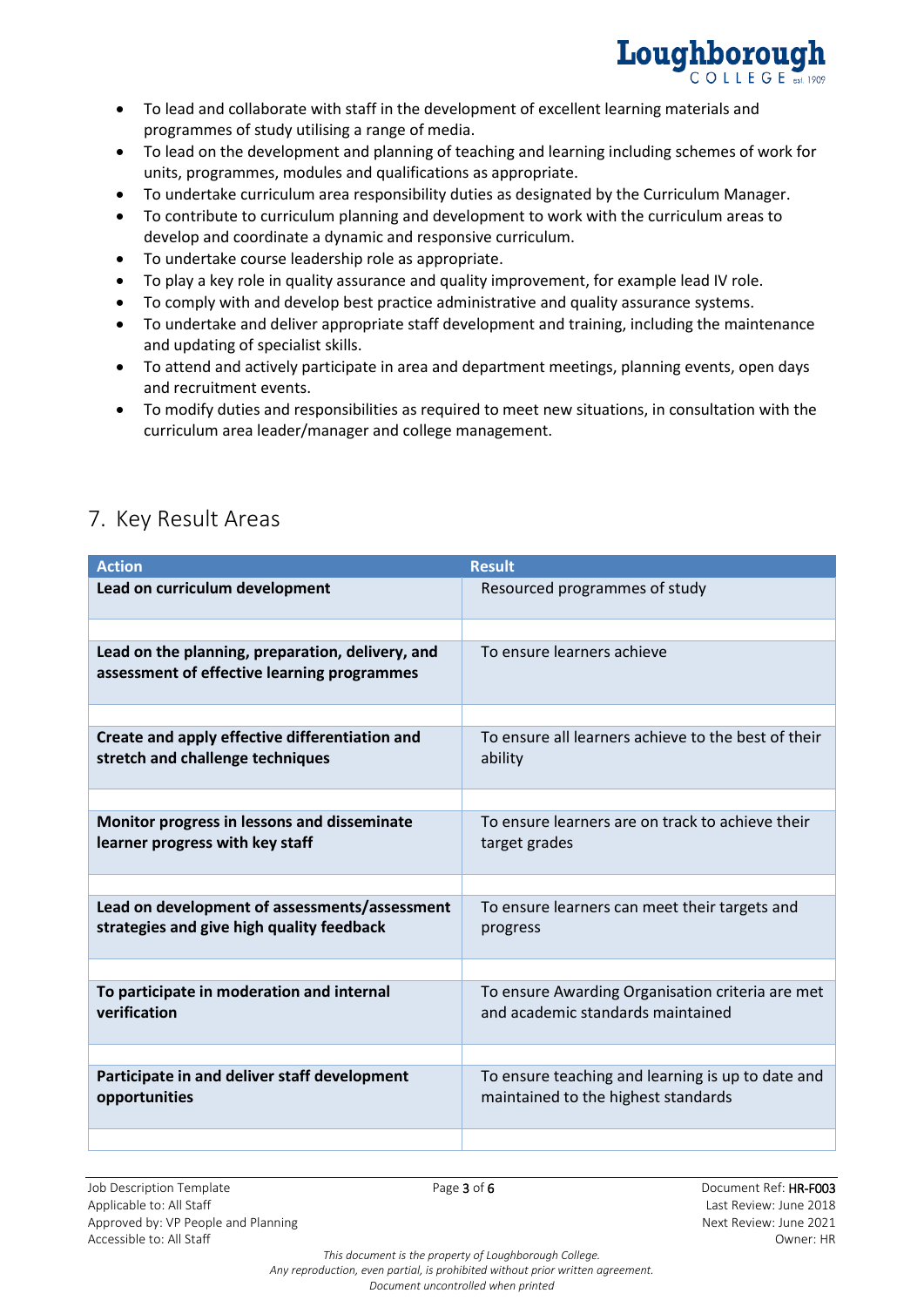- To lead and collaborate with staff in the development of excellent learning materials and programmes of study utilising a range of media.
- To lead on the development and planning of teaching and learning including schemes of work for units, programmes, modules and qualifications as appropriate.
- To undertake curriculum area responsibility duties as designated by the Curriculum Manager.
- To contribute to curriculum planning and development to work with the curriculum areas to develop and coordinate a dynamic and responsive curriculum.
- To undertake course leadership role as appropriate.
- To play a key role in quality assurance and quality improvement, for example lead IV role.
- To comply with and develop best practice administrative and quality assurance systems.
- To undertake and deliver appropriate staff development and training, including the maintenance and updating of specialist skills.
- To attend and actively participate in area and department meetings, planning events, open days and recruitment events.
- To modify duties and responsibilities as required to meet new situations, in consultation with the curriculum area leader/manager and college management.

## 7. Key Result Areas

| Action | Result |
|---|---|
| **Lead on curriculum development** | Resourced programmes of study |
| | |
| **Lead on the planning, preparation, delivery, and assessment of effective learning programmes** | To ensure learners achieve |
| | |
| **Create and apply effective differentiation and stretch and challenge techniques** | To ensure all learners achieve to the best of their ability |
| | |
| **Monitor progress in lessons and disseminate learner progress with key staff** | To ensure learners are on track to achieve their target grades |
| | |
| **Lead on development of assessments/assessment strategies and give high quality feedback** | To ensure learners can meet their targets and progress |
| | |
| **To participate in moderation and internal verification** | To ensure Awarding Organisation criteria are met and academic standards maintained |
| | |
| **Participate in and deliver staff development opportunities** | To ensure teaching and learning is up to date and maintained to the highest standards |
| | |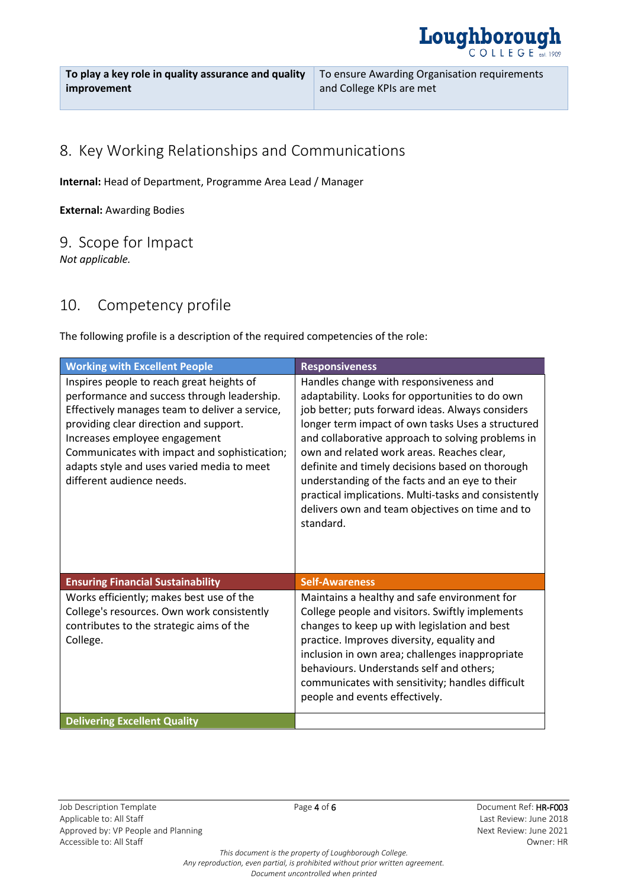| To play a key role in quality assurance and quality improvement | To ensure Awarding Organisation requirements and College KPIs are met |
|---|---|

## 8. Key Working Relationships and Communications

**Internal:** Head of Department, Programme Area Lead / Manager

**External:** Awarding Bodies

## 9. Scope for Impact

*Not applicable.*

## 10. Competency profile

The following profile is a description of the required competencies of the role:

| Working with Excellent People | Responsiveness |
|---|---|
| Inspires people to reach great heights of performance and success through leadership. Effectively manages team to deliver a service, providing clear direction and support. Increases employee engagement Communicates with impact and sophistication; adapts style and uses varied media to meet different audience needs. | Handles change with responsiveness and adaptability. Looks for opportunities to do own job better; puts forward ideas. Always considers longer term impact of own tasks Uses a structured and collaborative approach to solving problems in own and related work areas. Reaches clear, definite and timely decisions based on thorough understanding of the facts and an eye to their practical implications. Multi-tasks and consistently delivers own and team objectives on time and to standard. |
| **Ensuring Financial Sustainability** | **Self-Awareness** |
| Works efficiently; makes best use of the College's resources. Own work consistently contributes to the strategic aims of the College. | Maintains a healthy and safe environment for College people and visitors. Swiftly implements changes to keep up with legislation and best practice. Improves diversity, equality and inclusion in own area; challenges inappropriate behaviours. Understands self and others; communicates with sensitivity; handles difficult people and events effectively. |
| **Delivering Excellent Quality** | |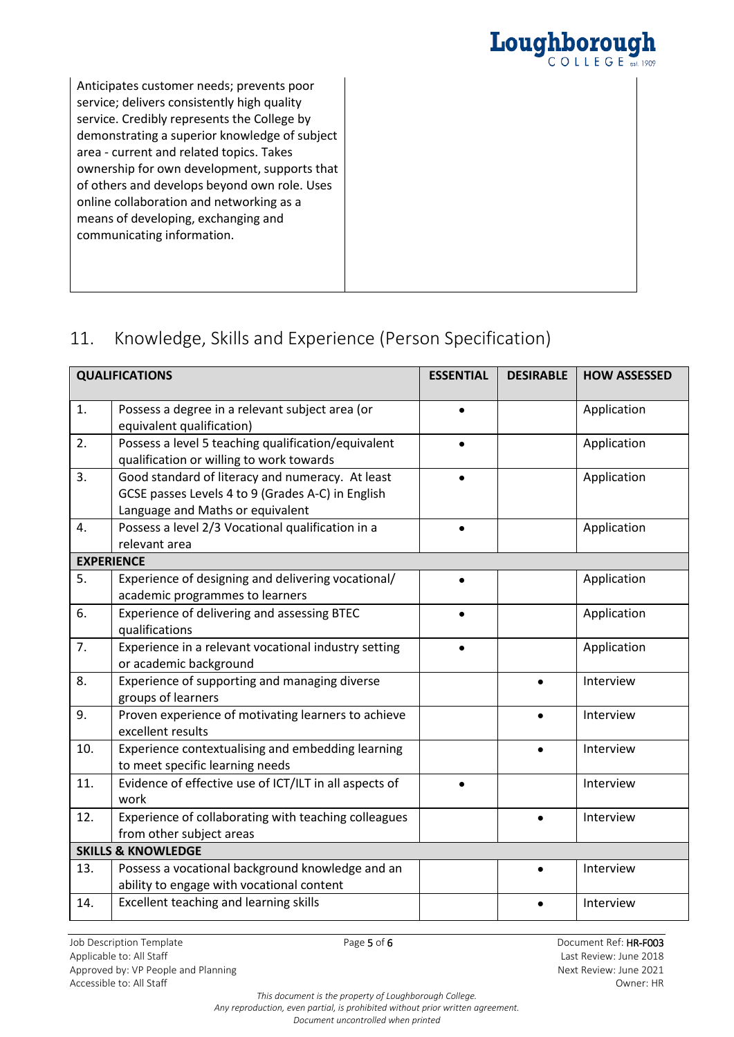| Anticipates customer needs; prevents poor service; delivers consistently high quality service. Credibly represents the College by demonstrating a superior knowledge of subject area - current and related topics. Takes ownership for own development, supports that of others and develops beyond own role. Uses online collaboration and networking as a means of developing, exchanging and communicating information. | |
|---|---|

## 11. Knowledge, Skills and Experience (Person Specification)

| QUALIFICATIONS | | ESSENTIAL | DESIRABLE | HOW ASSESSED |
|---|---|---|---|---|
| 1. | Possess a degree in a relevant subject area (or equivalent qualification) | • | | Application |
| 2. | Possess a level 5 teaching qualification/equivalent qualification or willing to work towards | • | | Application |
| 3. | Good standard of literacy and numeracy. At least GCSE passes Levels 4 to 9 (Grades A-C) in English Language and Maths or equivalent | • | | Application |
| 4. | Possess a level 2/3 Vocational qualification in a relevant area | • | | Application |
| **EXPERIENCE** | | | | |
| 5. | Experience of designing and delivering vocational/ academic programmes to learners | • | | Application |
| 6. | Experience of delivering and assessing BTEC qualifications | • | | Application |
| 7. | Experience in a relevant vocational industry setting or academic background | • | | Application |
| 8. | Experience of supporting and managing diverse groups of learners | | • | Interview |
| 9. | Proven experience of motivating learners to achieve excellent results | | • | Interview |
| 10. | Experience contextualising and embedding learning to meet specific learning needs | | • | Interview |
| 11. | Evidence of effective use of ICT/ILT in all aspects of work | • | | Interview |
| 12. | Experience of collaborating with teaching colleagues from other subject areas | | • | Interview |
| **SKILLS & KNOWLEDGE** | | | | |
| 13. | Possess a vocational background knowledge and an ability to engage with vocational content | | • | Interview |
| 14. | Excellent teaching and learning skills | | • | Interview |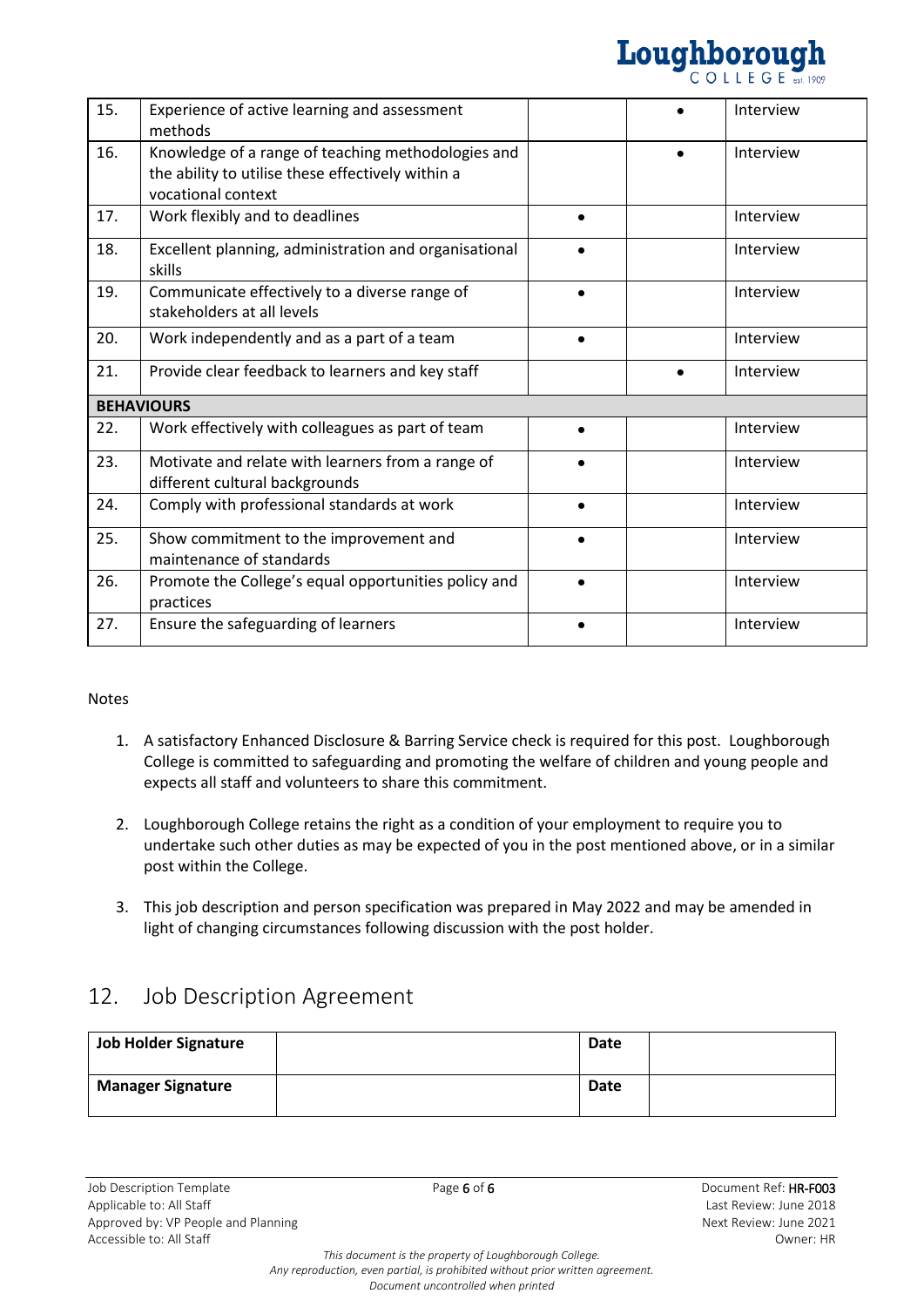| | | | | |
|---|---|---|---|---|
| 15. | Experience of active learning and assessment methods | | • | Interview |
| 16. | Knowledge of a range of teaching methodologies and the ability to utilise these effectively within a vocational context | | • | Interview |
| 17. | Work flexibly and to deadlines | • | | Interview |
| 18. | Excellent planning, administration and organisational skills | • | | Interview |
| 19. | Communicate effectively to a diverse range of stakeholders at all levels | • | | Interview |
| 20. | Work independently and as a part of a team | • | | Interview |
| 21. | Provide clear feedback to learners and key staff | | • | Interview |
| **BEHAVIOURS** | | | | |
| 22. | Work effectively with colleagues as part of team | • | | Interview |
| 23. | Motivate and relate with learners from a range of different cultural backgrounds | • | | Interview |
| 24. | Comply with professional standards at work | • | | Interview |
| 25. | Show commitment to the improvement and maintenance of standards | • | | Interview |
| 26. | Promote the College's equal opportunities policy and practices | • | | Interview |
| 27. | Ensure the safeguarding of learners | • | | Interview |

Notes

1. A satisfactory Enhanced Disclosure & Barring Service check is required for this post. Loughborough College is committed to safeguarding and promoting the welfare of children and young people and expects all staff and volunteers to share this commitment.

2. Loughborough College retains the right as a condition of your employment to require you to undertake such other duties as may be expected of you in the post mentioned above, or in a similar post within the College.

3. This job description and person specification was prepared in May 2022 and may be amended in light of changing circumstances following discussion with the post holder.

## 12. Job Description Agreement

| | | | |
|---|---|---|---|
| **Job Holder Signature** | | **Date** | |
| **Manager Signature** | | **Date** | |